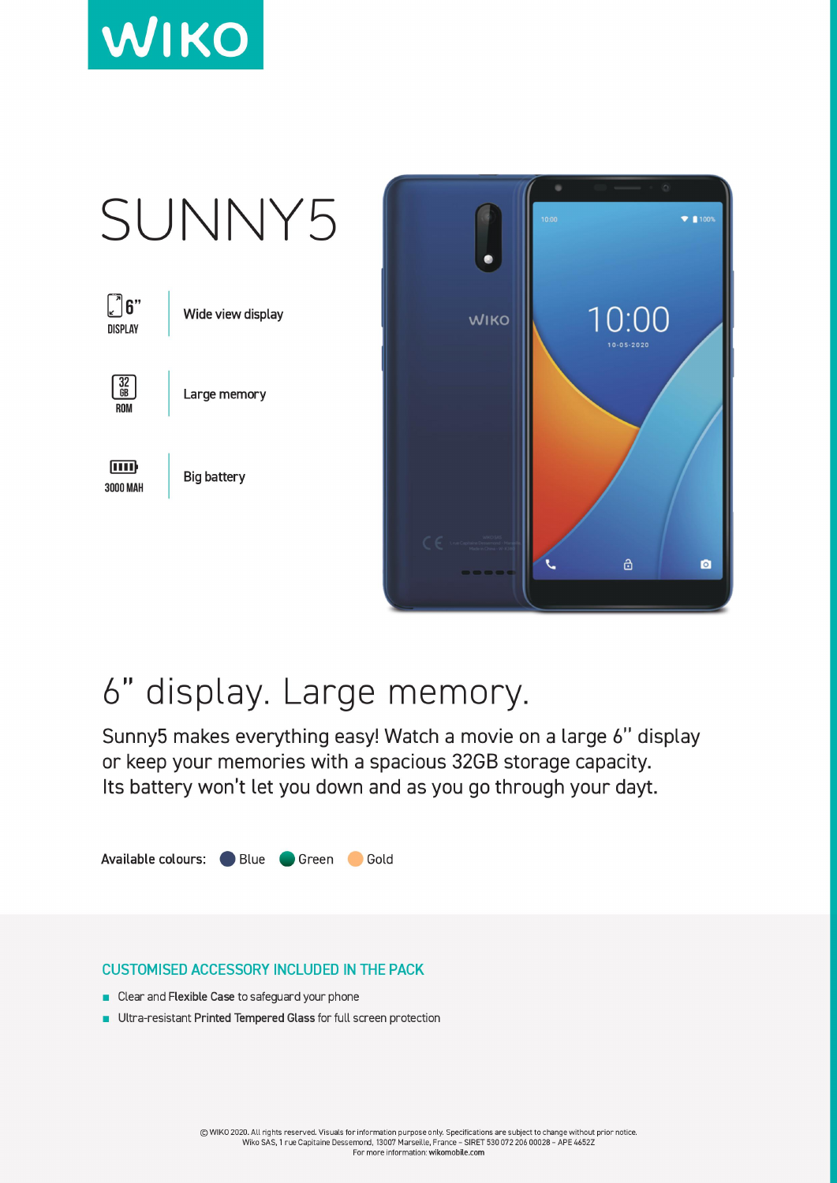WIKO

# SUNNY5

6" DISPLAY — Wide view display

32 GB ROM — Large memory

3000 MAH — Big battery

## 6" display. Large memory.

Sunny5 makes everything easy! Watch a movie on a large 6" display or keep your memories with a spacious 32GB storage capacity. Its battery won't let you down and as you go through your dayt.

**Available colours:** Blue Green Gold

### CUSTOMISED ACCESSORY INCLUDED IN THE PACK

- Clear and **Flexible Case** to safeguard your phone
- Ultra-resistant **Printed Tempered Glass** for full screen protection

© WIKO 2020. All rights reserved. Visuals for information purpose only. Specifications are subject to change without prior notice.
Wiko SAS, 1 rue Capitaine Dessemond, 13007 Marseille, France – SIRET 530 072 206 00028 – APE 4652Z
For more information: **wikomobile.com**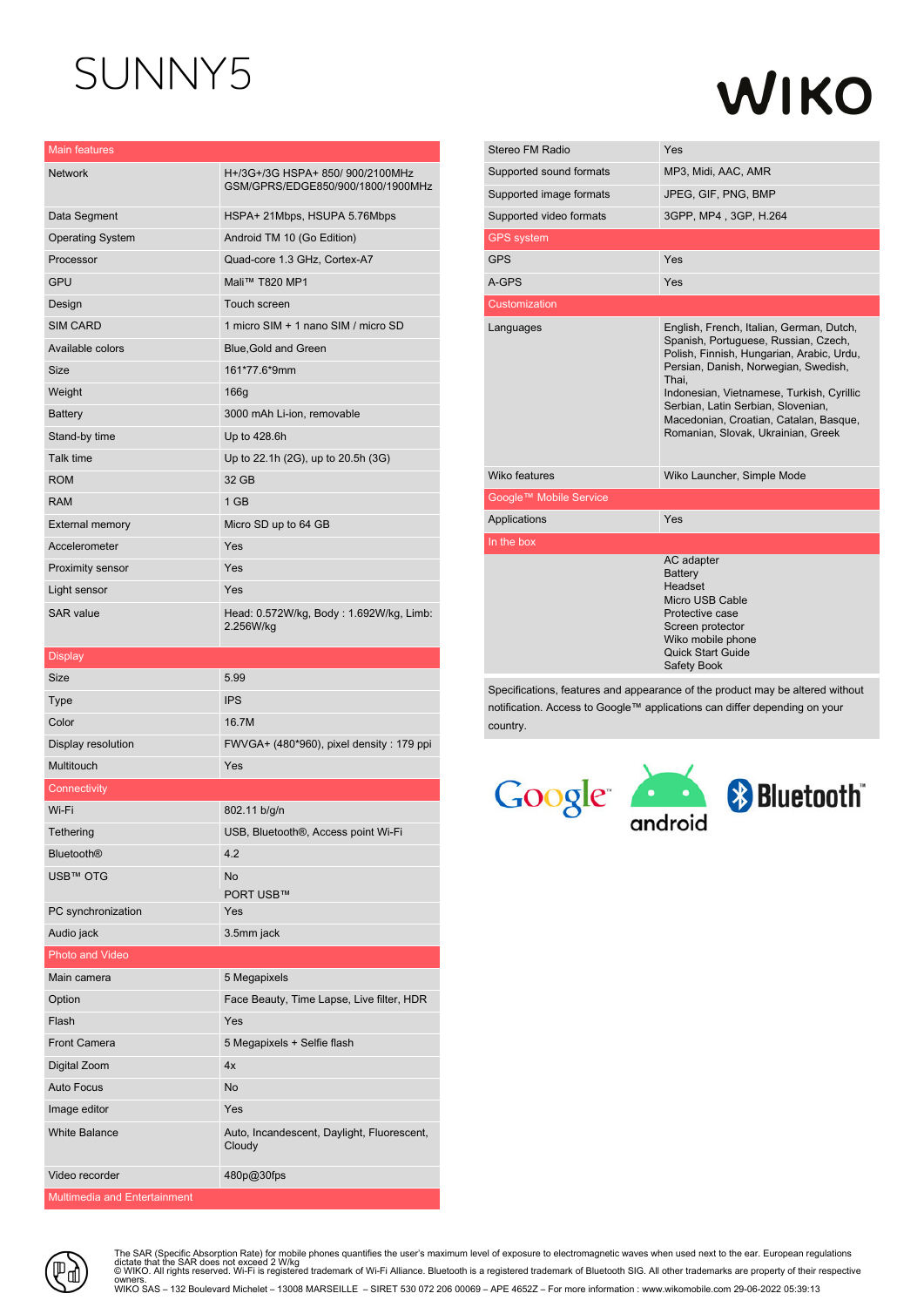# SUNNY5

**WIKO**

| | |
|---|---|
| **Main features** | |
| Network | H+/3G+/3G HSPA+ 850/ 900/2100MHz GSM/GPRS/EDGE850/900/1800/1900MHz |
| Data Segment | HSPA+ 21Mbps, HSUPA 5.76Mbps |
| Operating System | Android TM 10 (Go Edition) |
| Processor | Quad-core 1.3 GHz, Cortex-A7 |
| GPU | Mali™ T820 MP1 |
| Design | Touch screen |
| SIM CARD | 1 micro SIM + 1 nano SIM / micro SD |
| Available colors | Blue,Gold and Green |
| Size | 161*77.6*9mm |
| Weight | 166g |
| Battery | 3000 mAh Li-ion, removable |
| Stand-by time | Up to 428.6h |
| Talk time | Up to 22.1h (2G), up to 20.5h (3G) |
| ROM | 32 GB |
| RAM | 1 GB |
| External memory | Micro SD up to 64 GB |
| Accelerometer | Yes |
| Proximity sensor | Yes |
| Light sensor | Yes |
| SAR value | Head: 0.572W/kg, Body : 1.692W/kg, Limb: 2.256W/kg |
| **Display** | |
| Size | 5.99 |
| Type | IPS |
| Color | 16.7M |
| Display resolution | FWVGA+ (480*960), pixel density : 179 ppi |
| Multitouch | Yes |
| **Connectivity** | |
| Wi-Fi | 802.11 b/g/n |
| Tethering | USB, Bluetooth®, Access point Wi-Fi |
| Bluetooth® | 4.2 |
| USB™ OTG | No<br>PORT USB™ |
| PC synchronization | Yes |
| Audio jack | 3.5mm jack |
| **Photo and Video** | |
| Main camera | 5 Megapixels |
| Option | Face Beauty, Time Lapse, Live filter, HDR |
| Flash | Yes |
| Front Camera | 5 Megapixels + Selfie flash |
| Digital Zoom | 4x |
| Auto Focus | No |
| Image editor | Yes |
| White Balance | Auto, Incandescent, Daylight, Fluorescent, Cloudy |
| Video recorder | 480p@30fps |
| **Multimedia and Entertainment** | |
| Stereo FM Radio | Yes |
| Supported sound formats | MP3, Midi, AAC, AMR |
| Supported image formats | JPEG, GIF, PNG, BMP |
| Supported video formats | 3GPP, MP4 , 3GP, H.264 |
| **GPS system** | |
| GPS | Yes |
| A-GPS | Yes |
| **Customization** | |
| Languages | English, French, Italian, German, Dutch, Spanish, Portuguese, Russian, Czech, Polish, Finnish, Hungarian, Arabic, Urdu, Persian, Danish, Norwegian, Swedish, Thai, Indonesian, Vietnamese, Turkish, Cyrillic Serbian, Latin Serbian, Slovenian, Macedonian, Croatian, Catalan, Basque, Romanian, Slovak, Ukrainian, Greek |
| Wiko features | Wiko Launcher, Simple Mode |
| **Google™ Mobile Service** | |
| Applications | Yes |
| **In the box** | |
| | AC adapter<br>Battery<br>Headset<br>Micro USB Cable<br>Protective case<br>Screen protector<br>Wiko mobile phone<br>Quick Start Guide<br>Safety Book |

Specifications, features and appearance of the product may be altered without notification. Access to Google™ applications can differ depending on your country.

Google android Bluetooth™

The SAR (Specific Absorption Rate) for mobile phones quantifies the user's maximum level of exposure to electromagnetic waves when used next to the ear. European regulations dictate that the SAR does not exceed 2 W/kg
© WIKO. All rights reserved. Wi-Fi is registered trademark of Wi-Fi Alliance. Bluetooth is a registered trademark of Bluetooth SIG. All other trademarks are property of their respective owners.
WIKO SAS – 132 Boulevard Michelet – 13008 MARSEILLE – SIRET 530 072 206 00069 – APE 4652Z – For more information : www.wikomobile.com 29-06-2022 05:39:13